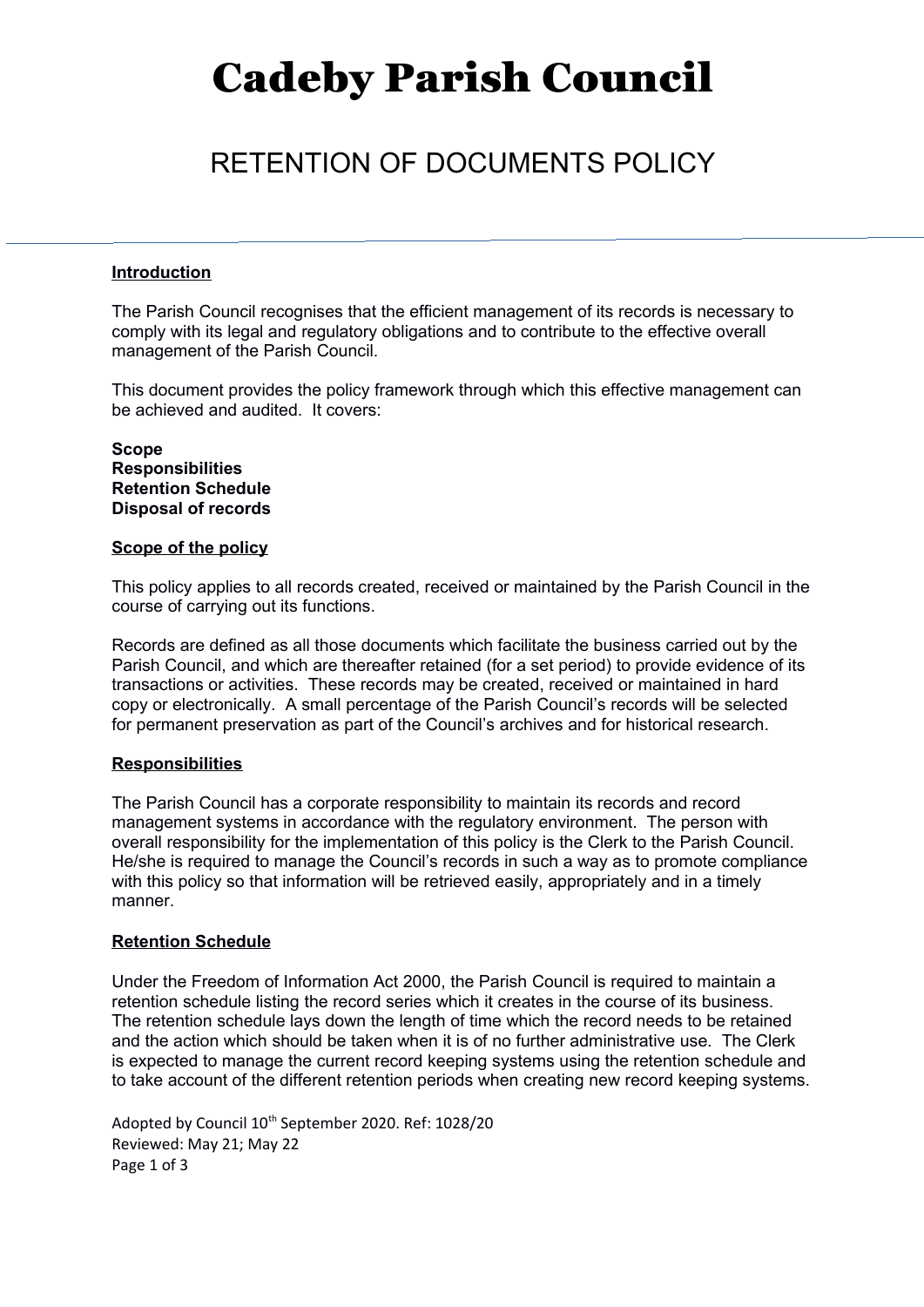# Cadeby Parish Council

## RETENTION OF DOCUMENTS POLICY

**Introduction**

The Parish Council recognises that the efficient management of its records is necessary to comply with its legal and regulatory obligations and to contribute to the effective overall management of the Parish Council.

This document provides the policy framework through which this effective management can be achieved and audited. It covers:

**Scope**
**Responsibilities**
**Retention Schedule**
**Disposal of records**

**Scope of the policy**

This policy applies to all records created, received or maintained by the Parish Council in the course of carrying out its functions.

Records are defined as all those documents which facilitate the business carried out by the Parish Council, and which are thereafter retained (for a set period) to provide evidence of its transactions or activities. These records may be created, received or maintained in hard copy or electronically. A small percentage of the Parish Council's records will be selected for permanent preservation as part of the Council's archives and for historical research.

**Responsibilities**

The Parish Council has a corporate responsibility to maintain its records and record management systems in accordance with the regulatory environment. The person with overall responsibility for the implementation of this policy is the Clerk to the Parish Council. He/she is required to manage the Council's records in such a way as to promote compliance with this policy so that information will be retrieved easily, appropriately and in a timely manner.

**Retention Schedule**

Under the Freedom of Information Act 2000, the Parish Council is required to maintain a retention schedule listing the record series which it creates in the course of its business. The retention schedule lays down the length of time which the record needs to be retained and the action which should be taken when it is of no further administrative use. The Clerk is expected to manage the current record keeping systems using the retention schedule and to take account of the different retention periods when creating new record keeping systems.

Adopted by Council 10th September 2020. Ref: 1028/20
Reviewed: May 21; May 22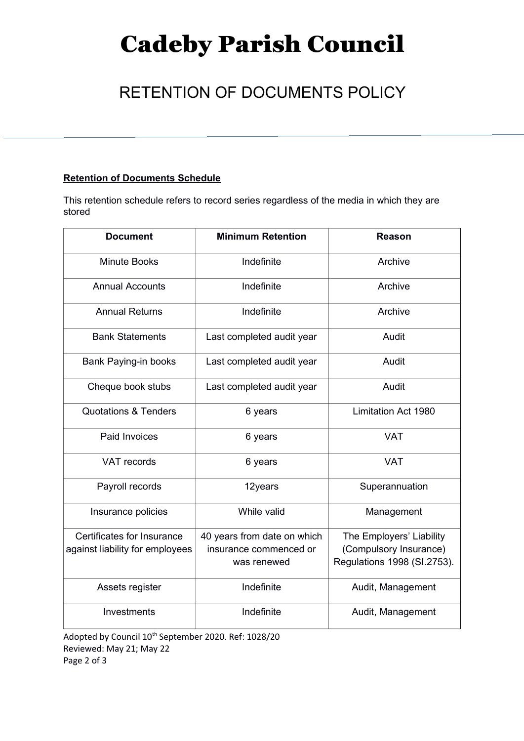# Cadeby Parish Council

## RETENTION OF DOCUMENTS POLICY

**Retention of Documents Schedule**

This retention schedule refers to record series regardless of the media in which they are stored

| Document | Minimum Retention | Reason |
|---|---|---|
| Minute Books | Indefinite | Archive |
| Annual Accounts | Indefinite | Archive |
| Annual Returns | Indefinite | Archive |
| Bank Statements | Last completed audit year | Audit |
| Bank Paying-in books | Last completed audit year | Audit |
| Cheque book stubs | Last completed audit year | Audit |
| Quotations & Tenders | 6 years | Limitation Act 1980 |
| Paid Invoices | 6 years | VAT |
| VAT records | 6 years | VAT |
| Payroll records | 12years | Superannuation |
| Insurance policies | While valid | Management |
| Certificates for Insurance against liability for employees | 40 years from date on which insurance commenced or was renewed | The Employers' Liability (Compulsory Insurance) Regulations 1998 (SI.2753). |
| Assets register | Indefinite | Audit, Management |
| Investments | Indefinite | Audit, Management |

Adopted by Council 10th September 2020. Ref: 1028/20
Reviewed: May 21; May 22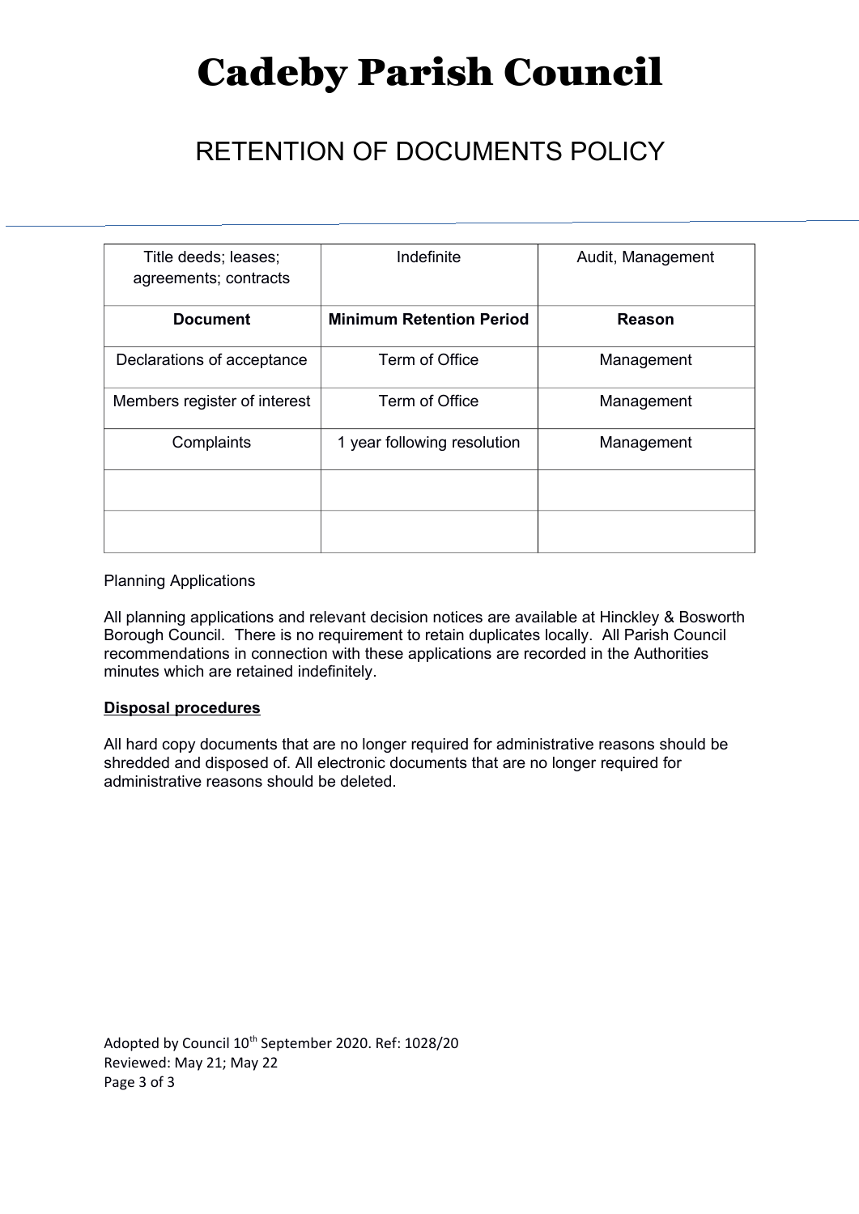# Cadeby Parish Council

## RETENTION OF DOCUMENTS POLICY

| | | |
|---|---|---|
| Title deeds; leases; agreements; contracts | Indefinite | Audit, Management |
| **Document** | **Minimum Retention Period** | **Reason** |
| Declarations of acceptance | Term of Office | Management |
| Members register of interest | Term of Office | Management |
| Complaints | 1 year following resolution | Management |
| | | |
| | | |

Planning Applications

All planning applications and relevant decision notices are available at Hinckley & Bosworth Borough Council. There is no requirement to retain duplicates locally. All Parish Council recommendations in connection with these applications are recorded in the Authorities minutes which are retained indefinitely.

**Disposal procedures**

All hard copy documents that are no longer required for administrative reasons should be shredded and disposed of. All electronic documents that are no longer required for administrative reasons should be deleted.

Adopted by Council 10th September 2020. Ref: 1028/20
Reviewed: May 21; May 22